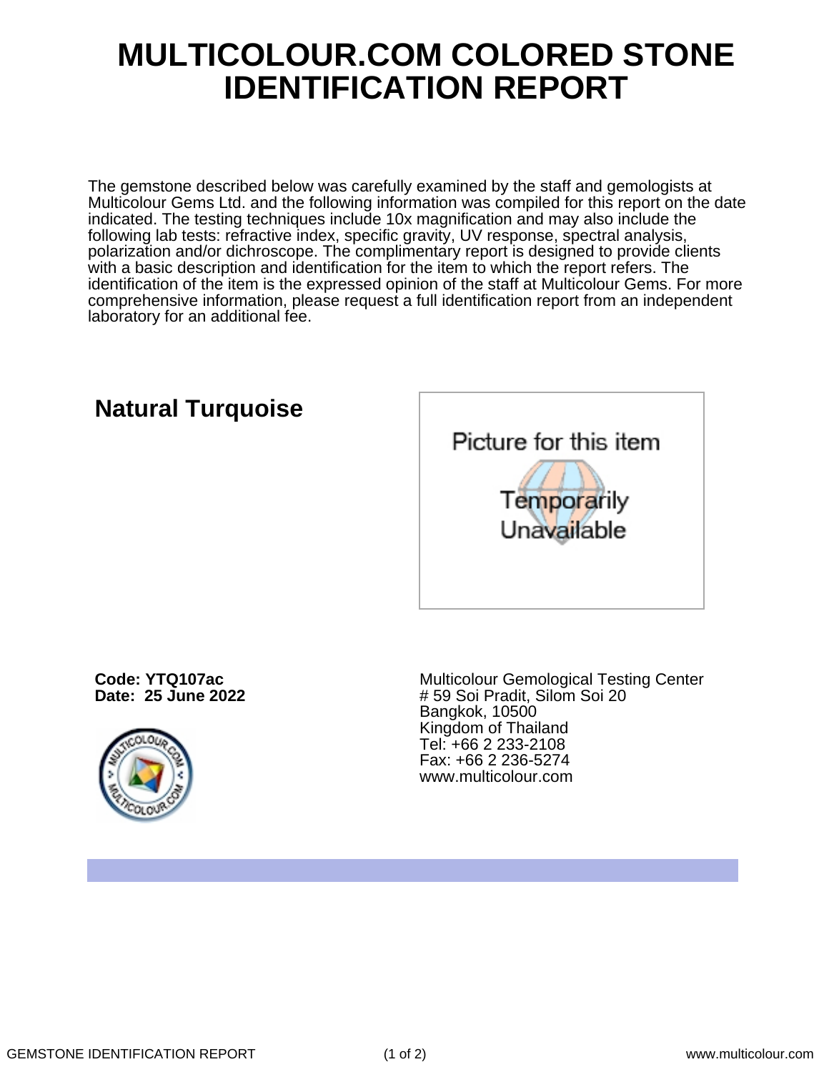# MULTICOLOUR.COM COLORED STONE IDENTIFICATION REPORT

The gemstone described below was carefully examined by the staff and gemologists at Multicolour Gems Ltd. and the following information was compiled for this report on the date indicated. The testing techniques include 10x magnification and may also include the following lab tests: refractive index, specific gravity, UV response, spectral analysis, polarization and/or dichroscope. The complimentary report is designed to provide clients with a basic description and identification for the item to which the report refers. The identification of the item is the expressed opinion of the staff at Multicolour Gems. For more comprehensive information, please request a full identification report from an independent laboratory for an additional fee.

## Natural Turquoise

Picture for this item Temporarily Unavailable

**Code: YTQ107ac**
**Date: 25 June 2022**

Multicolour Gemological Testing Center
# 59 Soi Pradit, Silom Soi 20
Bangkok, 10500
Kingdom of Thailand
Tel: +66 2 233-2108
Fax: +66 2 236-5274
www.multicolour.com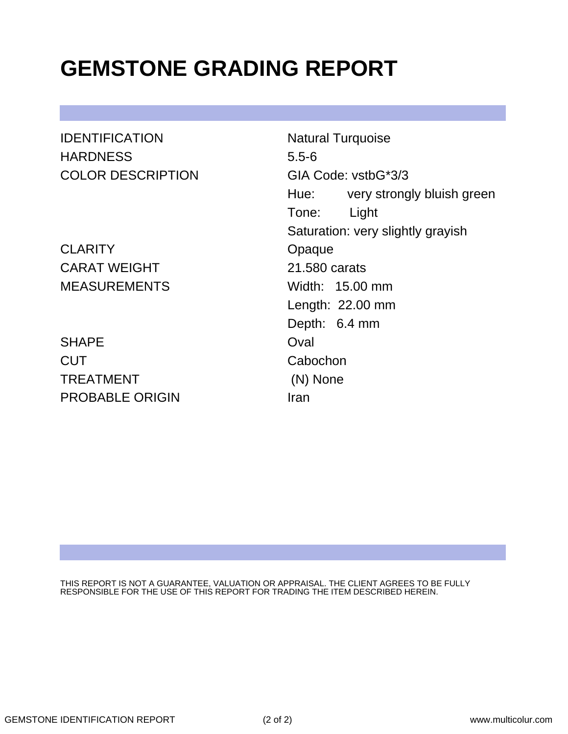# GEMSTONE GRADING REPORT

| | |
|---|---|
| IDENTIFICATION | Natural Turquoise |
| HARDNESS | 5.5-6 |
| COLOR DESCRIPTION | GIA Code: vstbG*3/3 |
| | Hue: very strongly bluish green |
| | Tone: Light |
| | Saturation: very slightly grayish |
| CLARITY | Opaque |
| CARAT WEIGHT | 21.580 carats |
| MEASUREMENTS | Width: 15.00 mm |
| | Length: 22.00 mm |
| | Depth: 6.4 mm |
| SHAPE | Oval |
| CUT | Cabochon |
| TREATMENT | (N) None |
| PROBABLE ORIGIN | Iran |

THIS REPORT IS NOT A GUARANTEE, VALUATION OR APPRAISAL. THE CLIENT AGREES TO BE FULLY RESPONSIBLE FOR THE USE OF THIS REPORT FOR TRADING THE ITEM DESCRIBED HEREIN.